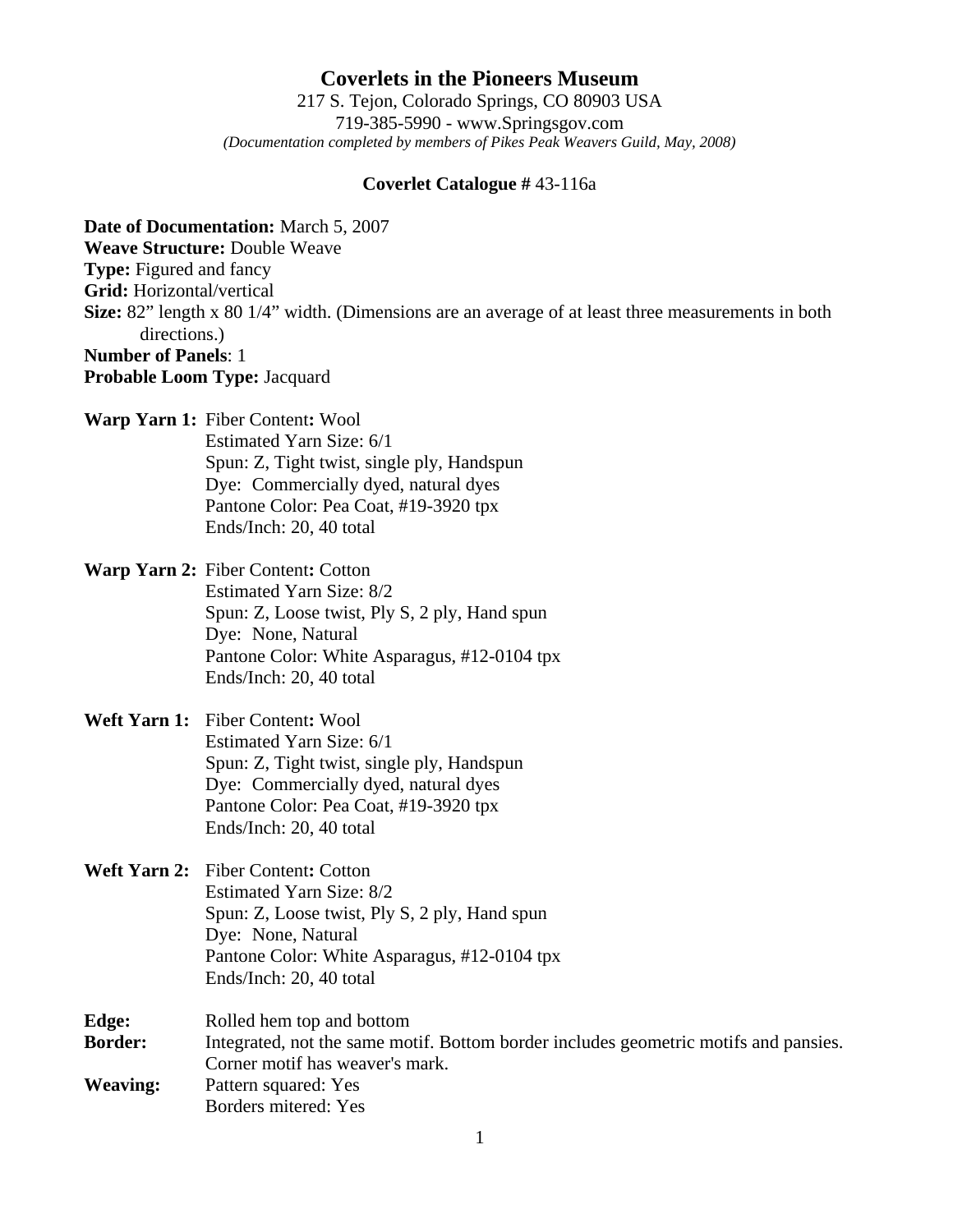# Coverlets in the Pioneers Museum

217 S. Tejon, Colorado Springs, CO 80903 USA
719-385-5990 - www.Springsgov.com
*(Documentation completed by members of Pikes Peak Weavers Guild, May, 2008)*

**Coverlet Catalogue #** 43-116a

**Date of Documentation:** March 5, 2007
**Weave Structure:** Double Weave
**Type:** Figured and fancy
**Grid:** Horizontal/vertical
**Size:** 82" length x 80 1/4" width. (Dimensions are an average of at least three measurements in both directions.)
**Number of Panels**: 1
**Probable Loom Type:** Jacquard

**Warp Yarn 1:** Fiber Content**:** Wool
Estimated Yarn Size: 6/1
Spun: Z, Tight twist, single ply, Handspun
Dye: Commercially dyed, natural dyes
Pantone Color: Pea Coat, #19-3920 tpx
Ends/Inch: 20, 40 total

**Warp Yarn 2:** Fiber Content**:** Cotton
Estimated Yarn Size: 8/2
Spun: Z, Loose twist, Ply S, 2 ply, Hand spun
Dye: None, Natural
Pantone Color: White Asparagus, #12-0104 tpx
Ends/Inch: 20, 40 total

**Weft Yarn 1:** Fiber Content**:** Wool
Estimated Yarn Size: 6/1
Spun: Z, Tight twist, single ply, Handspun
Dye: Commercially dyed, natural dyes
Pantone Color: Pea Coat, #19-3920 tpx
Ends/Inch: 20, 40 total

**Weft Yarn 2:** Fiber Content**:** Cotton
Estimated Yarn Size: 8/2
Spun: Z, Loose twist, Ply S, 2 ply, Hand spun
Dye: None, Natural
Pantone Color: White Asparagus, #12-0104 tpx
Ends/Inch: 20, 40 total

**Edge:** Rolled hem top and bottom
**Border:** Integrated, not the same motif. Bottom border includes geometric motifs and pansies. Corner motif has weaver's mark.
**Weaving:** Pattern squared: Yes
Borders mitered: Yes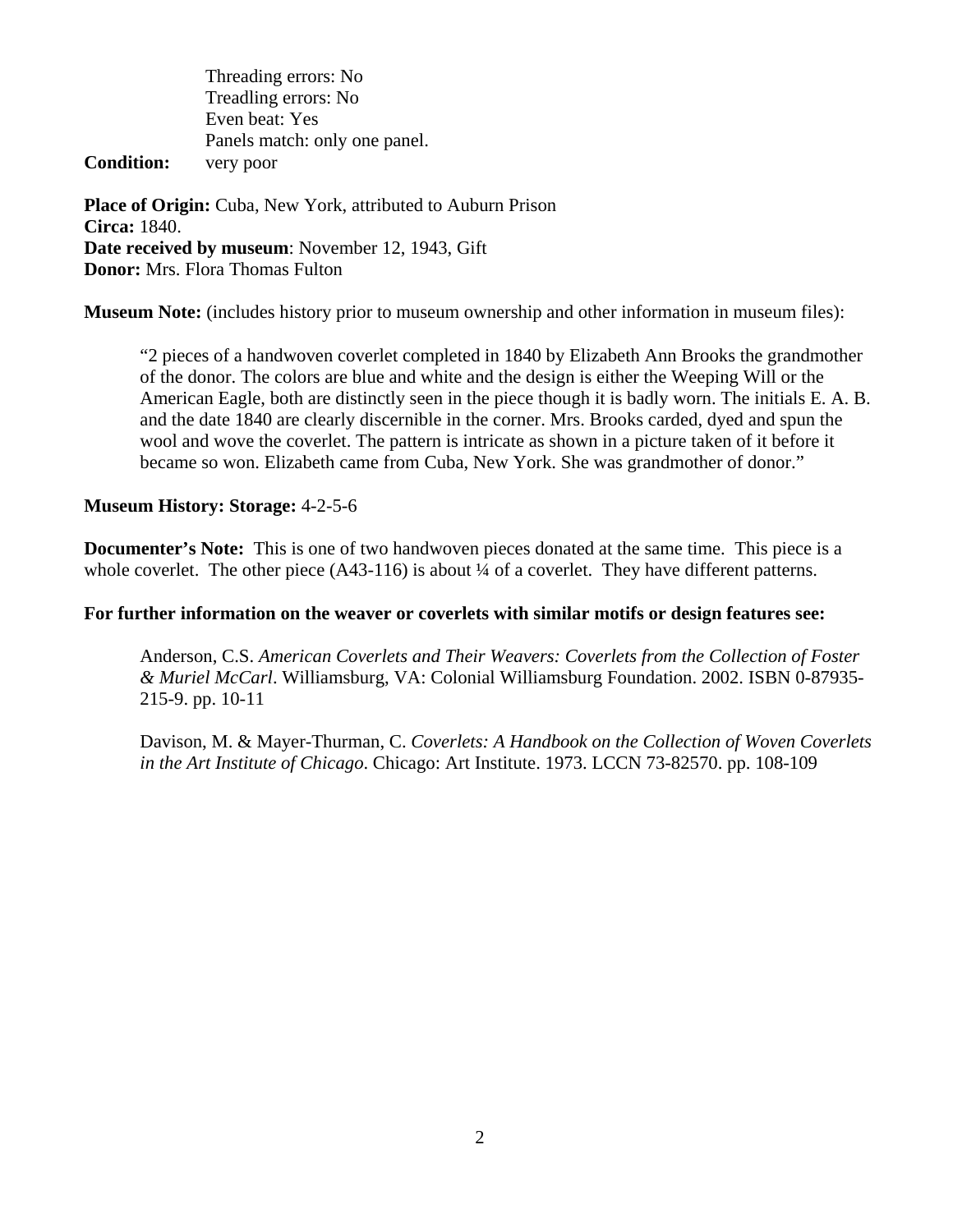Threading errors: No
Treadling errors: No
Even beat: Yes
Panels match: only one panel.

**Condition:** very poor

**Place of Origin:** Cuba, New York, attributed to Auburn Prison
**Circa:** 1840.
**Date received by museum**: November 12, 1943, Gift
**Donor:** Mrs. Flora Thomas Fulton

**Museum Note:** (includes history prior to museum ownership and other information in museum files):

> "2 pieces of a handwoven coverlet completed in 1840 by Elizabeth Ann Brooks the grandmother of the donor. The colors are blue and white and the design is either the Weeping Will or the American Eagle, both are distinctly seen in the piece though it is badly worn. The initials E. A. B. and the date 1840 are clearly discernible in the corner. Mrs. Brooks carded, dyed and spun the wool and wove the coverlet. The pattern is intricate as shown in a picture taken of it before it became so won. Elizabeth came from Cuba, New York. She was grandmother of donor."

**Museum History: Storage:** 4-2-5-6

**Documenter's Note:** This is one of two handwoven pieces donated at the same time. This piece is a whole coverlet. The other piece (A43-116) is about ¼ of a coverlet. They have different patterns.

**For further information on the weaver or coverlets with similar motifs or design features see:**

> Anderson, C.S. *American Coverlets and Their Weavers: Coverlets from the Collection of Foster & Muriel McCarl*. Williamsburg, VA: Colonial Williamsburg Foundation. 2002. ISBN 0-87935-215-9. pp. 10-11
>
> Davison, M. & Mayer-Thurman, C. *Coverlets: A Handbook on the Collection of Woven Coverlets in the Art Institute of Chicago*. Chicago: Art Institute. 1973. LCCN 73-82570. pp. 108-109